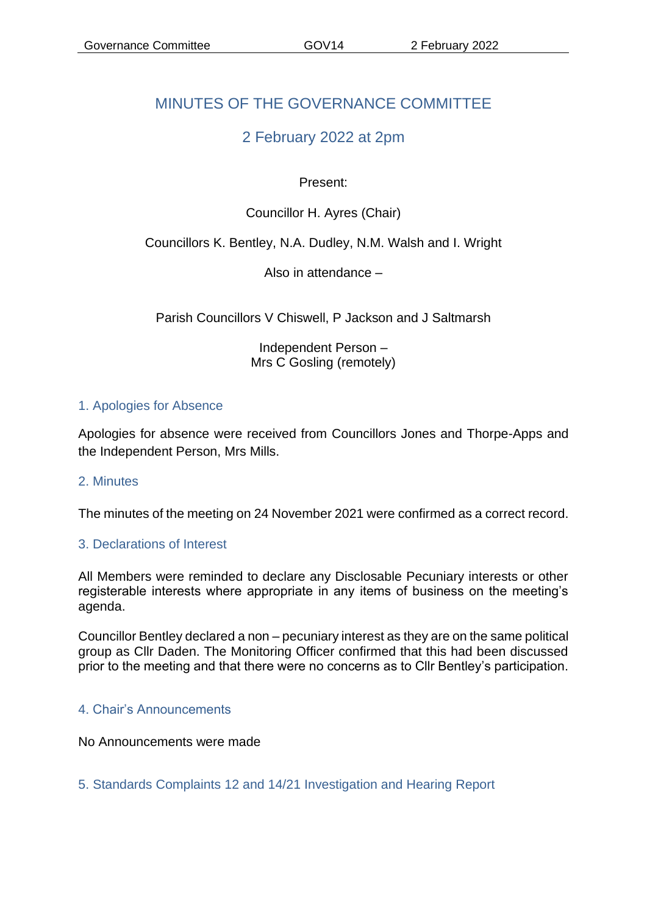# MINUTES OF THE GOVERNANCE COMMITTEE

## 2 February 2022 at 2pm

Present:

Councillor H. Ayres (Chair)

Councillors K. Bentley, N.A. Dudley, N.M. Walsh and I. Wright

Also in attendance –

Parish Councillors V Chiswell, P Jackson and J Saltmarsh

Independent Person –
Mrs C Gosling (remotely)

### 1. Apologies for Absence

Apologies for absence were received from Councillors Jones and Thorpe-Apps and the Independent Person, Mrs Mills.

### 2. Minutes

The minutes of the meeting on 24 November 2021 were confirmed as a correct record.

### 3. Declarations of Interest

All Members were reminded to declare any Disclosable Pecuniary interests or other registerable interests where appropriate in any items of business on the meeting's agenda.

Councillor Bentley declared a non – pecuniary interest as they are on the same political group as Cllr Daden. The Monitoring Officer confirmed that this had been discussed prior to the meeting and that there were no concerns as to Cllr Bentley's participation.

### 4. Chair's Announcements

No Announcements were made

### 5. Standards Complaints 12 and 14/21 Investigation and Hearing Report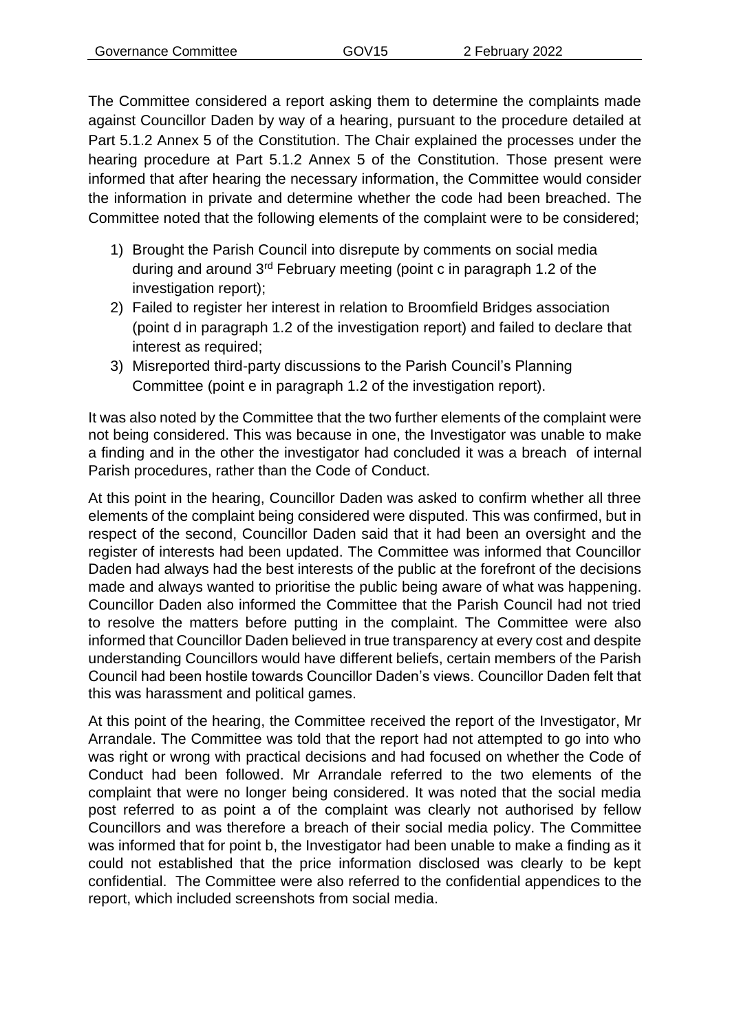The Committee considered a report asking them to determine the complaints made against Councillor Daden by way of a hearing, pursuant to the procedure detailed at Part 5.1.2 Annex 5 of the Constitution. The Chair explained the processes under the hearing procedure at Part 5.1.2 Annex 5 of the Constitution. Those present were informed that after hearing the necessary information, the Committee would consider the information in private and determine whether the code had been breached. The Committee noted that the following elements of the complaint were to be considered;

1) Brought the Parish Council into disrepute by comments on social media during and around 3rd February meeting (point c in paragraph 1.2 of the investigation report);
2) Failed to register her interest in relation to Broomfield Bridges association (point d in paragraph 1.2 of the investigation report) and failed to declare that interest as required;
3) Misreported third-party discussions to the Parish Council's Planning Committee (point e in paragraph 1.2 of the investigation report).

It was also noted by the Committee that the two further elements of the complaint were not being considered. This was because in one, the Investigator was unable to make a finding and in the other the investigator had concluded it was a breach of internal Parish procedures, rather than the Code of Conduct.

At this point in the hearing, Councillor Daden was asked to confirm whether all three elements of the complaint being considered were disputed. This was confirmed, but in respect of the second, Councillor Daden said that it had been an oversight and the register of interests had been updated. The Committee was informed that Councillor Daden had always had the best interests of the public at the forefront of the decisions made and always wanted to prioritise the public being aware of what was happening. Councillor Daden also informed the Committee that the Parish Council had not tried to resolve the matters before putting in the complaint. The Committee were also informed that Councillor Daden believed in true transparency at every cost and despite understanding Councillors would have different beliefs, certain members of the Parish Council had been hostile towards Councillor Daden's views. Councillor Daden felt that this was harassment and political games.

At this point of the hearing, the Committee received the report of the Investigator, Mr Arrandale. The Committee was told that the report had not attempted to go into who was right or wrong with practical decisions and had focused on whether the Code of Conduct had been followed. Mr Arrandale referred to the two elements of the complaint that were no longer being considered. It was noted that the social media post referred to as point a of the complaint was clearly not authorised by fellow Councillors and was therefore a breach of their social media policy. The Committee was informed that for point b, the Investigator had been unable to make a finding as it could not established that the price information disclosed was clearly to be kept confidential. The Committee were also referred to the confidential appendices to the report, which included screenshots from social media.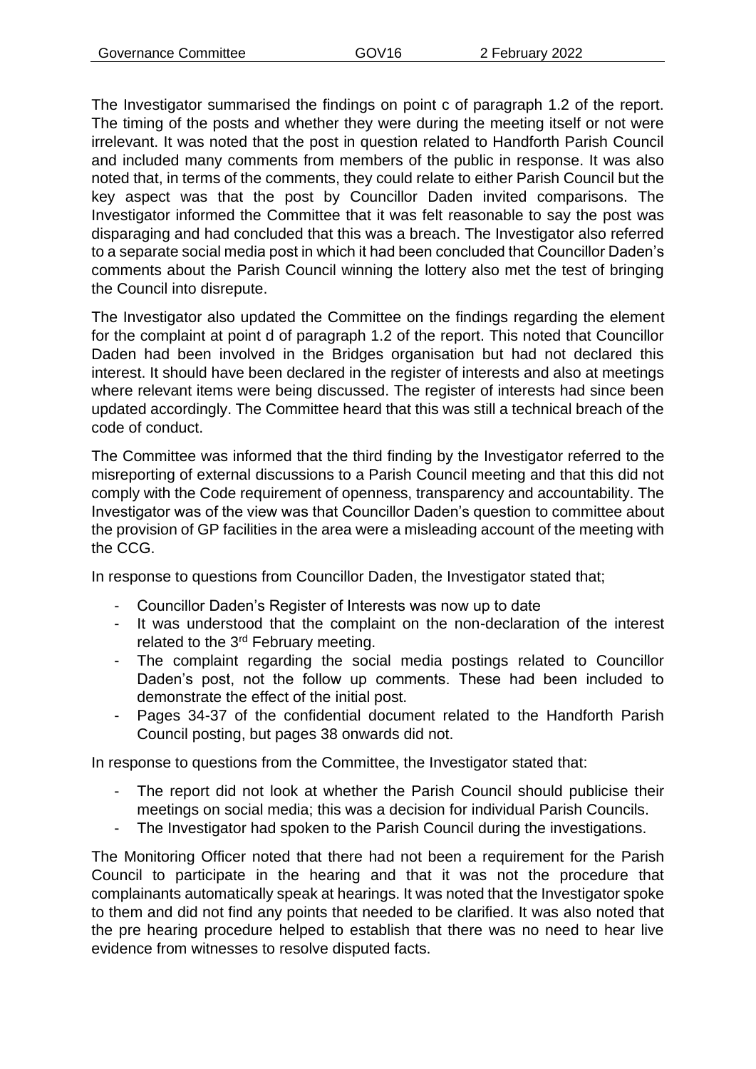The Investigator summarised the findings on point c of paragraph 1.2 of the report. The timing of the posts and whether they were during the meeting itself or not were irrelevant. It was noted that the post in question related to Handforth Parish Council and included many comments from members of the public in response. It was also noted that, in terms of the comments, they could relate to either Parish Council but the key aspect was that the post by Councillor Daden invited comparisons. The Investigator informed the Committee that it was felt reasonable to say the post was disparaging and had concluded that this was a breach. The Investigator also referred to a separate social media post in which it had been concluded that Councillor Daden's comments about the Parish Council winning the lottery also met the test of bringing the Council into disrepute.

The Investigator also updated the Committee on the findings regarding the element for the complaint at point d of paragraph 1.2 of the report. This noted that Councillor Daden had been involved in the Bridges organisation but had not declared this interest. It should have been declared in the register of interests and also at meetings where relevant items were being discussed. The register of interests had since been updated accordingly. The Committee heard that this was still a technical breach of the code of conduct.

The Committee was informed that the third finding by the Investigator referred to the misreporting of external discussions to a Parish Council meeting and that this did not comply with the Code requirement of openness, transparency and accountability. The Investigator was of the view was that Councillor Daden's question to committee about the provision of GP facilities in the area were a misleading account of the meeting with the CCG.

In response to questions from Councillor Daden, the Investigator stated that;

- Councillor Daden's Register of Interests was now up to date
- It was understood that the complaint on the non-declaration of the interest related to the 3rd February meeting.
- The complaint regarding the social media postings related to Councillor Daden's post, not the follow up comments. These had been included to demonstrate the effect of the initial post.
- Pages 34-37 of the confidential document related to the Handforth Parish Council posting, but pages 38 onwards did not.

In response to questions from the Committee, the Investigator stated that:

- The report did not look at whether the Parish Council should publicise their meetings on social media; this was a decision for individual Parish Councils.
- The Investigator had spoken to the Parish Council during the investigations.

The Monitoring Officer noted that there had not been a requirement for the Parish Council to participate in the hearing and that it was not the procedure that complainants automatically speak at hearings. It was noted that the Investigator spoke to them and did not find any points that needed to be clarified. It was also noted that the pre hearing procedure helped to establish that there was no need to hear live evidence from witnesses to resolve disputed facts.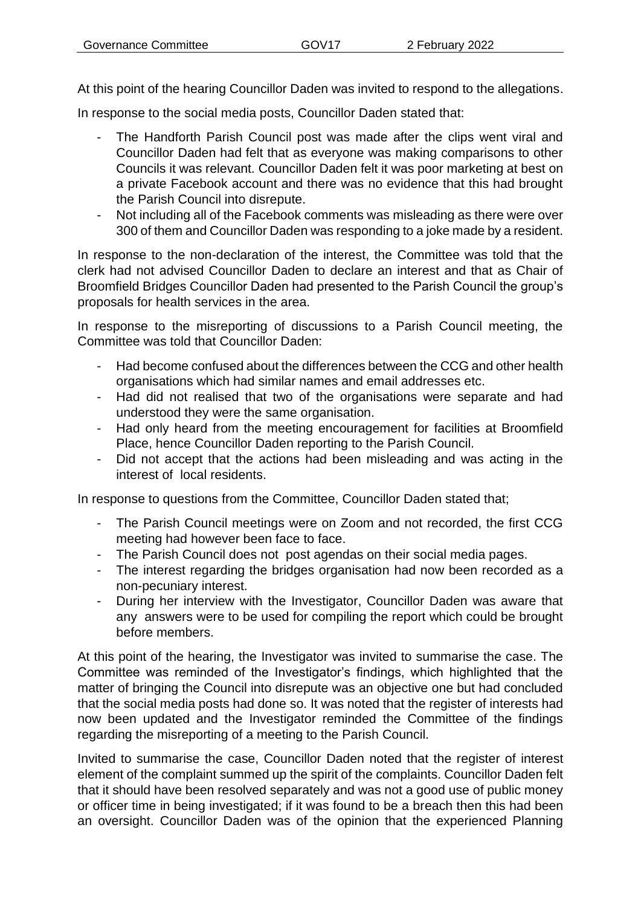At this point of the hearing Councillor Daden was invited to respond to the allegations.

In response to the social media posts, Councillor Daden stated that:

- The Handforth Parish Council post was made after the clips went viral and Councillor Daden had felt that as everyone was making comparisons to other Councils it was relevant. Councillor Daden felt it was poor marketing at best on a private Facebook account and there was no evidence that this had brought the Parish Council into disrepute.
- Not including all of the Facebook comments was misleading as there were over 300 of them and Councillor Daden was responding to a joke made by a resident.

In response to the non-declaration of the interest, the Committee was told that the clerk had not advised Councillor Daden to declare an interest and that as Chair of Broomfield Bridges Councillor Daden had presented to the Parish Council the group's proposals for health services in the area.

In response to the misreporting of discussions to a Parish Council meeting, the Committee was told that Councillor Daden:

- Had become confused about the differences between the CCG and other health organisations which had similar names and email addresses etc.
- Had did not realised that two of the organisations were separate and had understood they were the same organisation.
- Had only heard from the meeting encouragement for facilities at Broomfield Place, hence Councillor Daden reporting to the Parish Council.
- Did not accept that the actions had been misleading and was acting in the interest of local residents.

In response to questions from the Committee, Councillor Daden stated that;

- The Parish Council meetings were on Zoom and not recorded, the first CCG meeting had however been face to face.
- The Parish Council does not post agendas on their social media pages.
- The interest regarding the bridges organisation had now been recorded as a non-pecuniary interest.
- During her interview with the Investigator, Councillor Daden was aware that any answers were to be used for compiling the report which could be brought before members.

At this point of the hearing, the Investigator was invited to summarise the case. The Committee was reminded of the Investigator's findings, which highlighted that the matter of bringing the Council into disrepute was an objective one but had concluded that the social media posts had done so. It was noted that the register of interests had now been updated and the Investigator reminded the Committee of the findings regarding the misreporting of a meeting to the Parish Council.

Invited to summarise the case, Councillor Daden noted that the register of interest element of the complaint summed up the spirit of the complaints. Councillor Daden felt that it should have been resolved separately and was not a good use of public money or officer time in being investigated; if it was found to be a breach then this had been an oversight. Councillor Daden was of the opinion that the experienced Planning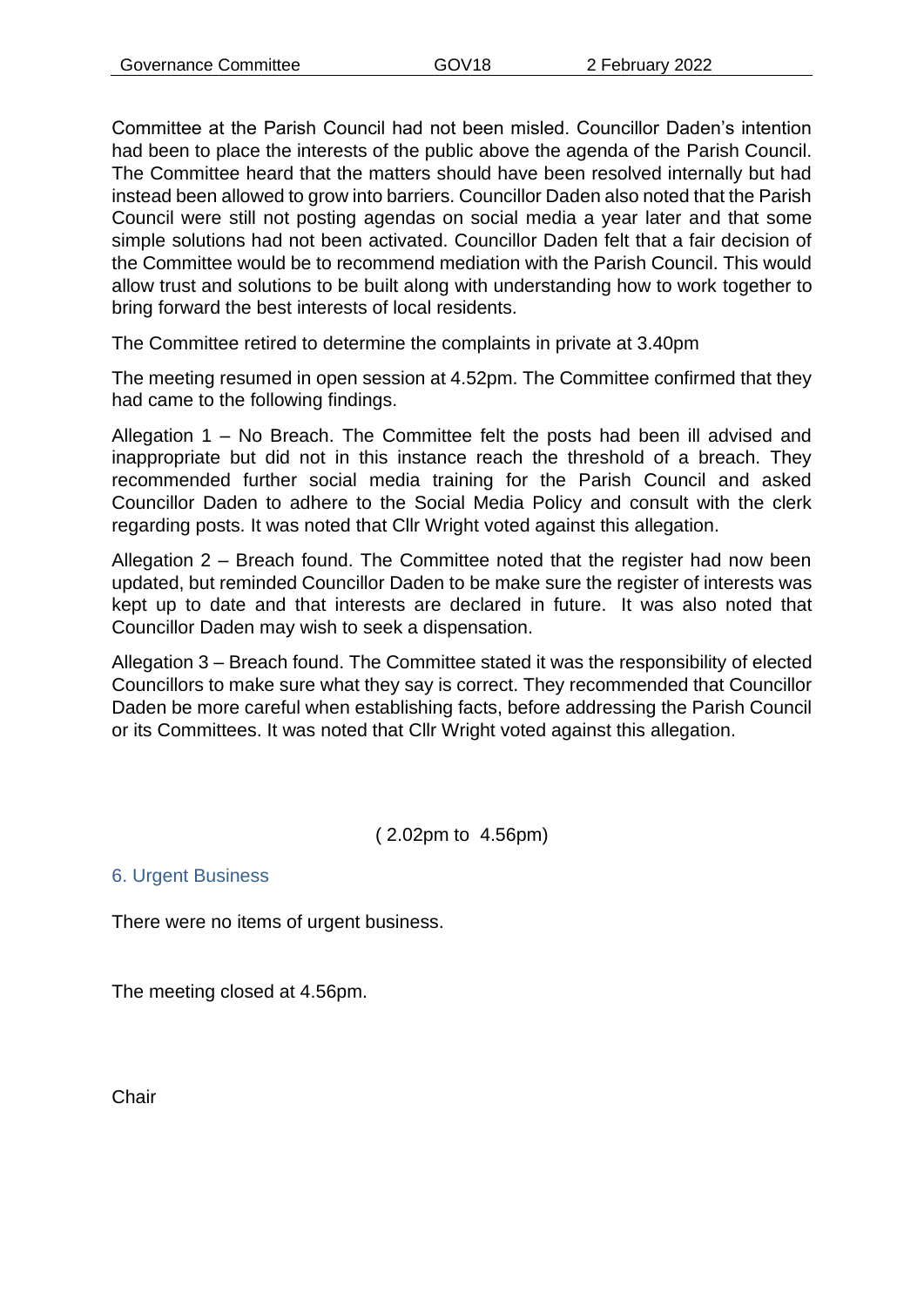Committee at the Parish Council had not been misled. Councillor Daden's intention had been to place the interests of the public above the agenda of the Parish Council. The Committee heard that the matters should have been resolved internally but had instead been allowed to grow into barriers. Councillor Daden also noted that the Parish Council were still not posting agendas on social media a year later and that some simple solutions had not been activated. Councillor Daden felt that a fair decision of the Committee would be to recommend mediation with the Parish Council. This would allow trust and solutions to be built along with understanding how to work together to bring forward the best interests of local residents.

The Committee retired to determine the complaints in private at 3.40pm

The meeting resumed in open session at 4.52pm. The Committee confirmed that they had came to the following findings.

Allegation 1 – No Breach. The Committee felt the posts had been ill advised and inappropriate but did not in this instance reach the threshold of a breach. They recommended further social media training for the Parish Council and asked Councillor Daden to adhere to the Social Media Policy and consult with the clerk regarding posts. It was noted that Cllr Wright voted against this allegation.

Allegation 2 – Breach found. The Committee noted that the register had now been updated, but reminded Councillor Daden to be make sure the register of interests was kept up to date and that interests are declared in future. It was also noted that Councillor Daden may wish to seek a dispensation.

Allegation 3 – Breach found. The Committee stated it was the responsibility of elected Councillors to make sure what they say is correct. They recommended that Councillor Daden be more careful when establishing facts, before addressing the Parish Council or its Committees. It was noted that Cllr Wright voted against this allegation.

( 2.02pm to 4.56pm)

## 6. Urgent Business

There were no items of urgent business.

The meeting closed at 4.56pm.

Chair